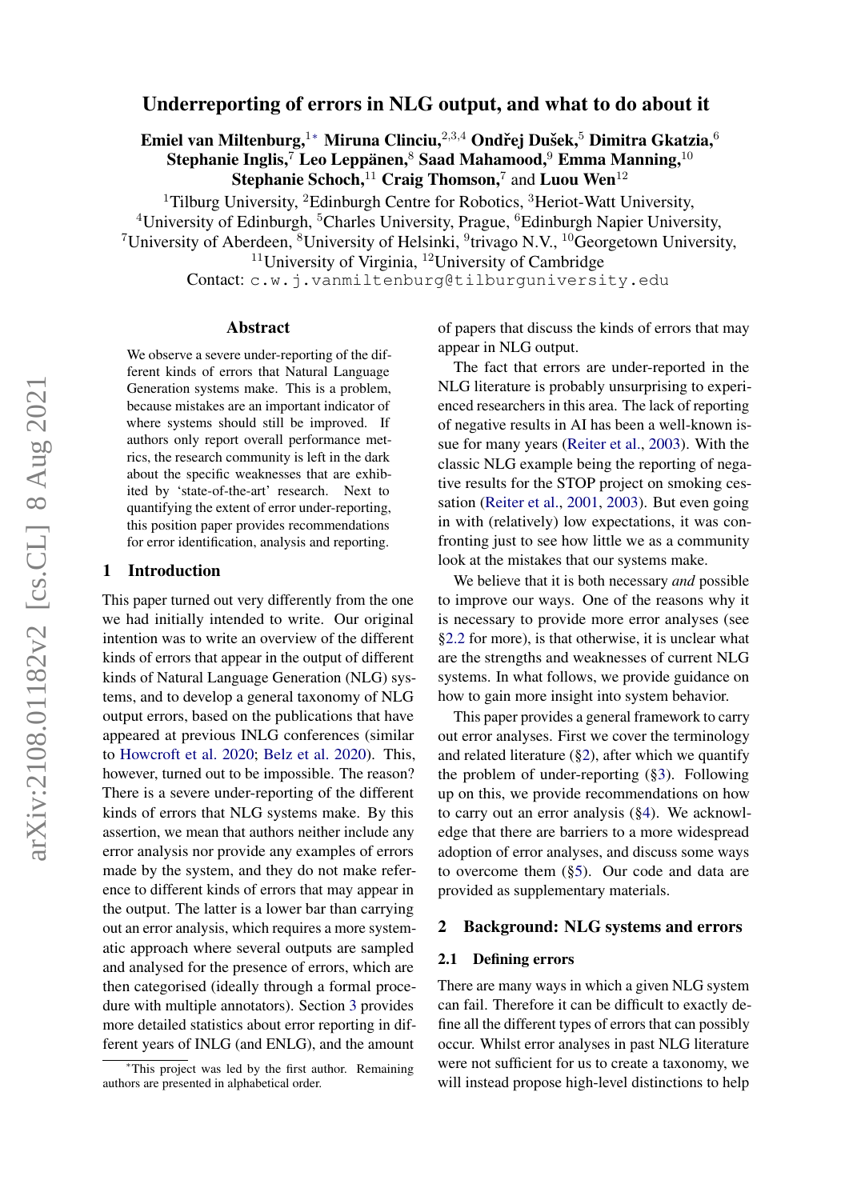# Underreporting of errors in NLG output, and what to do about it

**Emiel van Miltenburg,**[1*] **Miruna Clinciu,**[2,3,4] **Ondřej Dušek,**[5] **Dimitra Gkatzia,**[6] **Stephanie Inglis,**[7] **Leo Leppänen,**[8] **Saad Mahamood,**[9] **Emma Manning,**[10] **Stephanie Schoch,**[11] **Craig Thomson,**[7] and **Luou Wen**[12]

[1]Tilburg University, [2]Edinburgh Centre for Robotics, [3]Heriot-Watt University, [4]University of Edinburgh, [5]Charles University, Prague, [6]Edinburgh Napier University, [7]University of Aberdeen, [8]University of Helsinki, [9]trivago N.V., [10]Georgetown University, [11]University of Virginia, [12]University of Cambridge

Contact: `c.w.j.vanmiltenburg@tilburguniversity.edu`

## Abstract

We observe a severe under-reporting of the different kinds of errors that Natural Language Generation systems make. This is a problem, because mistakes are an important indicator of where systems should still be improved. If authors only report overall performance metrics, the research community is left in the dark about the specific weaknesses that are exhibited by 'state-of-the-art' research. Next to quantifying the extent of error under-reporting, this position paper provides recommendations for error identification, analysis and reporting.

## 1 Introduction

This paper turned out very differently from the one we had initially intended to write. Our original intention was to write an overview of the different kinds of errors that appear in the output of different kinds of Natural Language Generation (NLG) systems, and to develop a general taxonomy of NLG output errors, based on the publications that have appeared at previous INLG conferences (similar to Howcroft et al. 2020; Belz et al. 2020). This, however, turned out to be impossible. The reason? There is a severe under-reporting of the different kinds of errors that NLG systems make. By this assertion, we mean that authors neither include any error analysis nor provide any examples of errors made by the system, and they do not make reference to different kinds of errors that may appear in the output. The latter is a lower bar than carrying out an error analysis, which requires a more systematic approach where several outputs are sampled and analysed for the presence of errors, which are then categorised (ideally through a formal procedure with multiple annotators). Section 3 provides more detailed statistics about error reporting in different years of INLG (and ENLG), and the amount of papers that discuss the kinds of errors that may appear in NLG output.

The fact that errors are under-reported in the NLG literature is probably unsurprising to experienced researchers in this area. The lack of reporting of negative results in AI has been a well-known issue for many years (Reiter et al., 2003). With the classic NLG example being the reporting of negative results for the STOP project on smoking cessation (Reiter et al., 2001, 2003). But even going in with (relatively) low expectations, it was confronting just to see how little we as a community look at the mistakes that our systems make.

We believe that it is both necessary *and* possible to improve our ways. One of the reasons why it is necessary to provide more error analyses (see §2.2 for more), is that otherwise, it is unclear what are the strengths and weaknesses of current NLG systems. In what follows, we provide guidance on how to gain more insight into system behavior.

This paper provides a general framework to carry out error analyses. First we cover the terminology and related literature (§2), after which we quantify the problem of under-reporting (§3). Following up on this, we provide recommendations on how to carry out an error analysis (§4). We acknowledge that there are barriers to a more widespread adoption of error analyses, and discuss some ways to overcome them (§5). Our code and data are provided as supplementary materials.

## 2 Background: NLG systems and errors

### 2.1 Defining errors

There are many ways in which a given NLG system can fail. Therefore it can be difficult to exactly define all the different types of errors that can possibly occur. Whilst error analyses in past NLG literature were not sufficient for us to create a taxonomy, we will instead propose high-level distinctions to help

[*]This project was led by the first author. Remaining authors are presented in alphabetical order.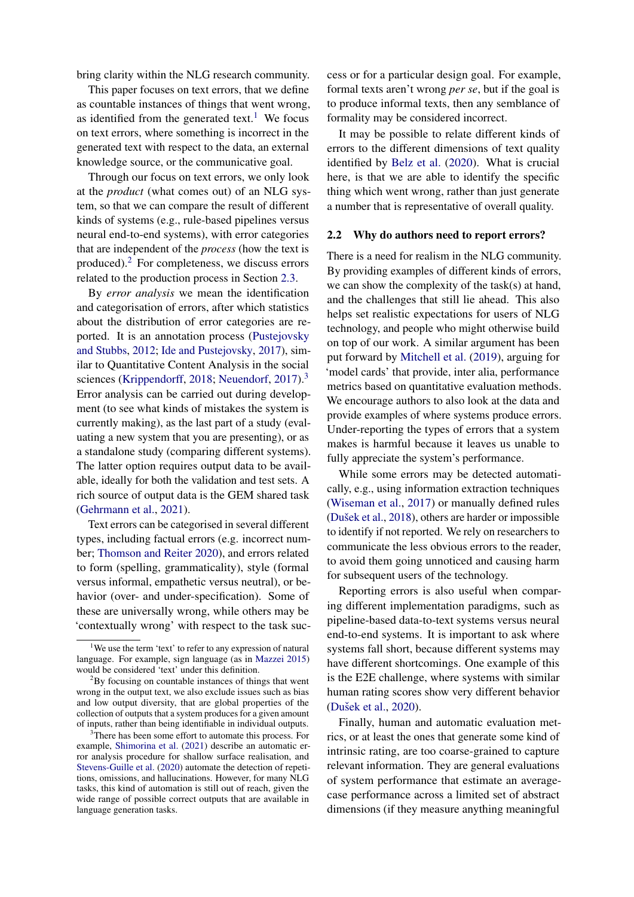bring clarity within the NLG research community.

This paper focuses on text errors, that we define as countable instances of things that went wrong, as identified from the generated text.[1] We focus on text errors, where something is incorrect in the generated text with respect to the data, an external knowledge source, or the communicative goal.

Through our focus on text errors, we only look at the *product* (what comes out) of an NLG system, so that we can compare the result of different kinds of systems (e.g., rule-based pipelines versus neural end-to-end systems), with error categories that are independent of the *process* (how the text is produced).[2] For completeness, we discuss errors related to the production process in Section 2.3.

By *error analysis* we mean the identification and categorisation of errors, after which statistics about the distribution of error categories are reported. It is an annotation process (Pustejovsky and Stubbs, 2012; Ide and Pustejovsky, 2017), similar to Quantitative Content Analysis in the social sciences (Krippendorff, 2018; Neuendorf, 2017).[3] Error analysis can be carried out during development (to see what kinds of mistakes the system is currently making), as the last part of a study (evaluating a new system that you are presenting), or as a standalone study (comparing different systems). The latter option requires output data to be available, ideally for both the validation and test sets. A rich source of output data is the GEM shared task (Gehrmann et al., 2021).

Text errors can be categorised in several different types, including factual errors (e.g. incorrect number; Thomson and Reiter 2020), and errors related to form (spelling, grammaticality), style (formal versus informal, empathetic versus neutral), or behavior (over- and under-specification). Some of these are universally wrong, while others may be 'contextually wrong' with respect to the task success or for a particular design goal. For example, formal texts aren't wrong *per se*, but if the goal is to produce informal texts, then any semblance of formality may be considered incorrect.

It may be possible to relate different kinds of errors to the different dimensions of text quality identified by Belz et al. (2020). What is crucial here, is that we are able to identify the specific thing which went wrong, rather than just generate a number that is representative of overall quality.

## 2.2 Why do authors need to report errors?

There is a need for realism in the NLG community. By providing examples of different kinds of errors, we can show the complexity of the task(s) at hand, and the challenges that still lie ahead. This also helps set realistic expectations for users of NLG technology, and people who might otherwise build on top of our work. A similar argument has been put forward by Mitchell et al. (2019), arguing for 'model cards' that provide, inter alia, performance metrics based on quantitative evaluation methods. We encourage authors to also look at the data and provide examples of where systems produce errors. Under-reporting the types of errors that a system makes is harmful because it leaves us unable to fully appreciate the system's performance.

While some errors may be detected automatically, e.g., using information extraction techniques (Wiseman et al., 2017) or manually defined rules (Dušek et al., 2018), others are harder or impossible to identify if not reported. We rely on researchers to communicate the less obvious errors to the reader, to avoid them going unnoticed and causing harm for subsequent users of the technology.

Reporting errors is also useful when comparing different implementation paradigms, such as pipeline-based data-to-text systems versus neural end-to-end systems. It is important to ask where systems fall short, because different systems may have different shortcomings. One example of this is the E2E challenge, where systems with similar human rating scores show very different behavior (Dušek et al., 2020).

Finally, human and automatic evaluation metrics, or at least the ones that generate some kind of intrinsic rating, are too coarse-grained to capture relevant information. They are general evaluations of system performance that estimate an average-case performance across a limited set of abstract dimensions (if they measure anything meaningful

[1] We use the term 'text' to refer to any expression of natural language. For example, sign language (as in Mazzei 2015) would be considered 'text' under this definition.

[2] By focusing on countable instances of things that went wrong in the output text, we also exclude issues such as bias and low output diversity, that are global properties of the collection of outputs that a system produces for a given amount of inputs, rather than being identifiable in individual outputs.

[3] There has been some effort to automate this process. For example, Shimorina et al. (2021) describe an automatic error analysis procedure for shallow surface realisation, and Stevens-Guille et al. (2020) automate the detection of repetitions, omissions, and hallucinations. However, for many NLG tasks, this kind of automation is still out of reach, given the wide range of possible correct outputs that are available in language generation tasks.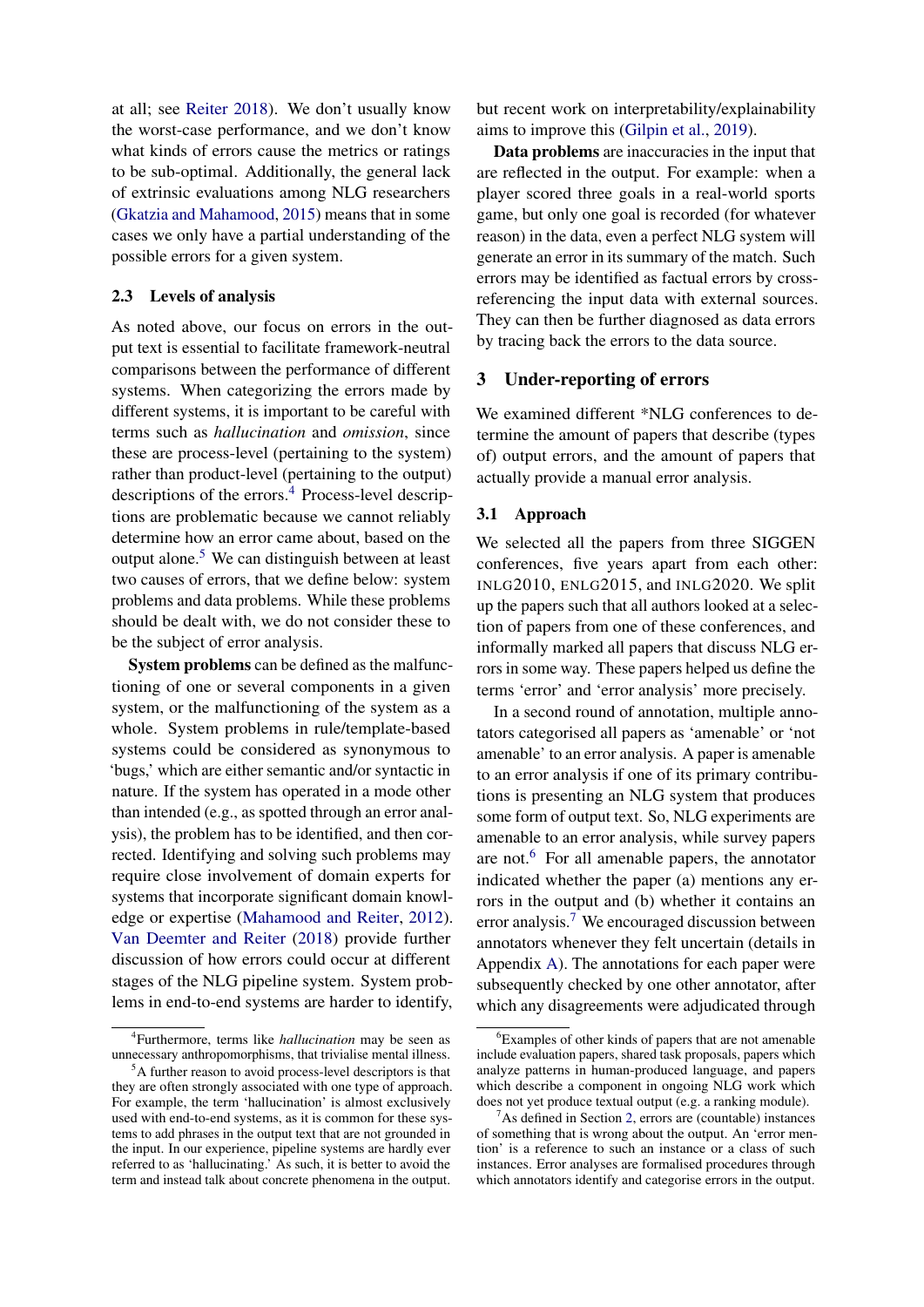at all; see Reiter 2018). We don't usually know the worst-case performance, and we don't know what kinds of errors cause the metrics or ratings to be sub-optimal. Additionally, the general lack of extrinsic evaluations among NLG researchers (Gkatzia and Mahamood, 2015) means that in some cases we only have a partial understanding of the possible errors for a given system.

### 2.3 Levels of analysis

As noted above, our focus on errors in the output text is essential to facilitate framework-neutral comparisons between the performance of different systems. When categorizing the errors made by different systems, it is important to be careful with terms such as *hallucination* and *omission*, since these are process-level (pertaining to the system) rather than product-level (pertaining to the output) descriptions of the errors.[4] Process-level descriptions are problematic because we cannot reliably determine how an error came about, based on the output alone.[5] We can distinguish between at least two causes of errors, that we define below: system problems and data problems. While these problems should be dealt with, we do not consider these to be the subject of error analysis.

**System problems** can be defined as the malfunctioning of one or several components in a given system, or the malfunctioning of the system as a whole. System problems in rule/template-based systems could be considered as synonymous to 'bugs,' which are either semantic and/or syntactic in nature. If the system has operated in a mode other than intended (e.g., as spotted through an error analysis), the problem has to be identified, and then corrected. Identifying and solving such problems may require close involvement of domain experts for systems that incorporate significant domain knowledge or expertise (Mahamood and Reiter, 2012). Van Deemter and Reiter (2018) provide further discussion of how errors could occur at different stages of the NLG pipeline system. System problems in end-to-end systems are harder to identify, but recent work on interpretability/explainability aims to improve this (Gilpin et al., 2019).

**Data problems** are inaccuracies in the input that are reflected in the output. For example: when a player scored three goals in a real-world sports game, but only one goal is recorded (for whatever reason) in the data, even a perfect NLG system will generate an error in its summary of the match. Such errors may be identified as factual errors by cross-referencing the input data with external sources. They can then be further diagnosed as data errors by tracing back the errors to the data source.

## 3 Under-reporting of errors

We examined different *NLG conferences to determine the amount of papers that describe (types of) output errors, and the amount of papers that actually provide a manual error analysis.

### 3.1 Approach

We selected all the papers from three SIGGEN conferences, five years apart from each other: INLG2010, ENLG2015, and INLG2020. We split up the papers such that all authors looked at a selection of papers from one of these conferences, and informally marked all papers that discuss NLG errors in some way. These papers helped us define the terms 'error' and 'error analysis' more precisely.

In a second round of annotation, multiple annotators categorised all papers as 'amenable' or 'not amenable' to an error analysis. A paper is amenable to an error analysis if one of its primary contributions is presenting an NLG system that produces some form of output text. So, NLG experiments are amenable to an error analysis, while survey papers are not.[6] For all amenable papers, the annotator indicated whether the paper (a) mentions any errors in the output and (b) whether it contains an error analysis.[7] We encouraged discussion between annotators whenever they felt uncertain (details in Appendix A). The annotations for each paper were subsequently checked by one other annotator, after which any disagreements were adjudicated through

[4] Furthermore, terms like *hallucination* may be seen as unnecessary anthropomorphisms, that trivialise mental illness.

[5] A further reason to avoid process-level descriptors is that they are often strongly associated with one type of approach. For example, the term 'hallucination' is almost exclusively used with end-to-end systems, as it is common for these systems to add phrases in the output text that are not grounded in the input. In our experience, pipeline systems are hardly ever referred to as 'hallucinating.' As such, it is better to avoid the term and instead talk about concrete phenomena in the output.

[6] Examples of other kinds of papers that are not amenable include evaluation papers, shared task proposals, papers which analyze patterns in human-produced language, and papers which describe a component in ongoing NLG work which does not yet produce textual output (e.g. a ranking module).

[7] As defined in Section 2, errors are (countable) instances of something that is wrong about the output. An 'error mention' is a reference to such an instance or a class of such instances. Error analyses are formalised procedures through which annotators identify and categorise errors in the output.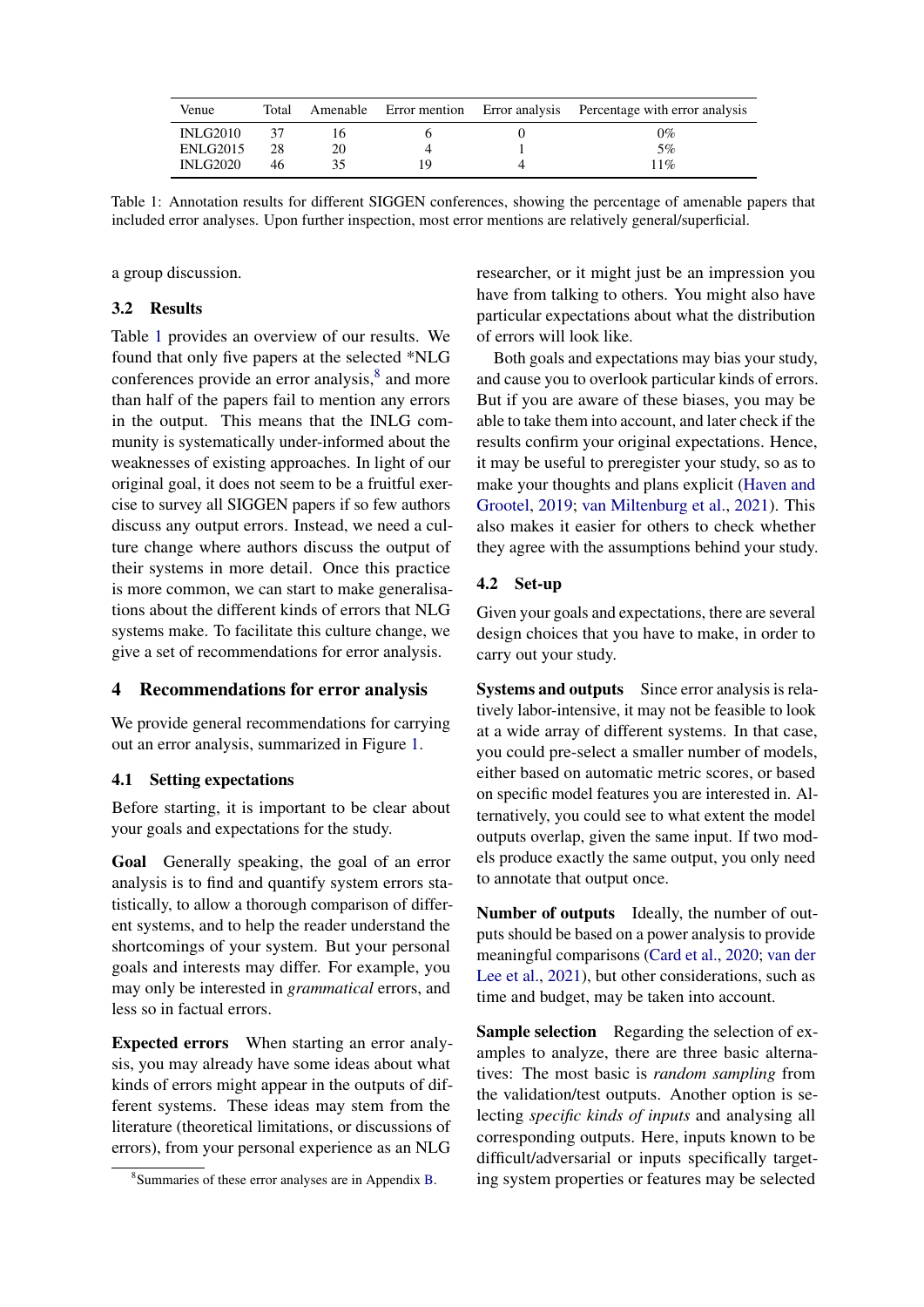| Venue | Total | Amenable | Error mention | Error analysis | Percentage with error analysis |
|---|---|---|---|---|---|
| INLG2010 | 37 | 16 | 6 | 0 | 0% |
| ENLG2015 | 28 | 20 | 4 | 1 | 5% |
| INLG2020 | 46 | 35 | 19 | 4 | 11% |

Table 1: Annotation results for different SIGGEN conferences, showing the percentage of amenable papers that included error analyses. Upon further inspection, most error mentions are relatively general/superficial.

a group discussion.

### 3.2 Results

Table 1 provides an overview of our results. We found that only five papers at the selected *NLG conferences provide an error analysis,[8] and more than half of the papers fail to mention any errors in the output. This means that the INLG community is systematically under-informed about the weaknesses of existing approaches. In light of our original goal, it does not seem to be a fruitful exercise to survey all SIGGEN papers if so few authors discuss any output errors. Instead, we need a culture change where authors discuss the output of their systems in more detail. Once this practice is more common, we can start to make generalisations about the different kinds of errors that NLG systems make. To facilitate this culture change, we give a set of recommendations for error analysis.

## 4 Recommendations for error analysis

We provide general recommendations for carrying out an error analysis, summarized in Figure 1.

### 4.1 Setting expectations

Before starting, it is important to be clear about your goals and expectations for the study.

**Goal** Generally speaking, the goal of an error analysis is to find and quantify system errors statistically, to allow a thorough comparison of different systems, and to help the reader understand the shortcomings of your system. But your personal goals and interests may differ. For example, you may only be interested in *grammatical* errors, and less so in factual errors.

**Expected errors** When starting an error analysis, you may already have some ideas about what kinds of errors might appear in the outputs of different systems. These ideas may stem from the literature (theoretical limitations, or discussions of errors), from your personal experience as an NLG researcher, or it might just be an impression you have from talking to others. You might also have particular expectations about what the distribution of errors will look like.

Both goals and expectations may bias your study, and cause you to overlook particular kinds of errors. But if you are aware of these biases, you may be able to take them into account, and later check if the results confirm your original expectations. Hence, it may be useful to preregister your study, so as to make your thoughts and plans explicit (Haven and Grootel, 2019; van Miltenburg et al., 2021). This also makes it easier for others to check whether they agree with the assumptions behind your study.

### 4.2 Set-up

Given your goals and expectations, there are several design choices that you have to make, in order to carry out your study.

**Systems and outputs** Since error analysis is relatively labor-intensive, it may not be feasible to look at a wide array of different systems. In that case, you could pre-select a smaller number of models, either based on automatic metric scores, or based on specific model features you are interested in. Alternatively, you could see to what extent the model outputs overlap, given the same input. If two models produce exactly the same output, you only need to annotate that output once.

**Number of outputs** Ideally, the number of outputs should be based on a power analysis to provide meaningful comparisons (Card et al., 2020; van der Lee et al., 2021), but other considerations, such as time and budget, may be taken into account.

**Sample selection** Regarding the selection of examples to analyze, there are three basic alternatives: The most basic is *random sampling* from the validation/test outputs. Another option is selecting *specific kinds of inputs* and analysing all corresponding outputs. Here, inputs known to be difficult/adversarial or inputs specifically targeting system properties or features may be selected

[8] Summaries of these error analyses are in Appendix B.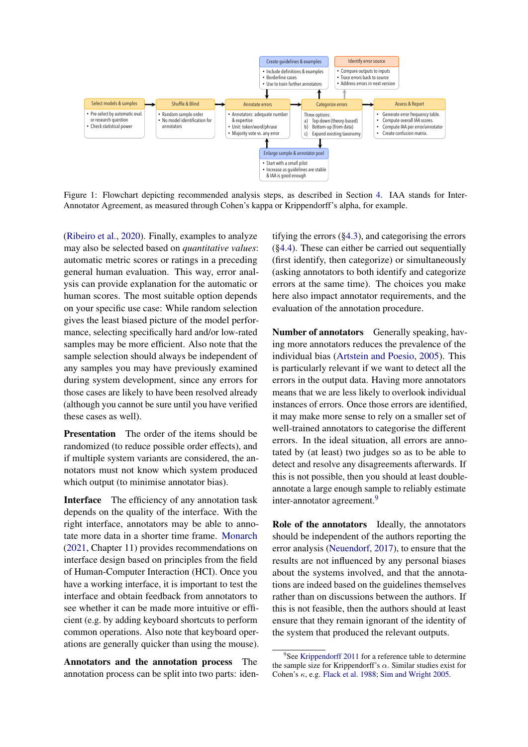Select models & samples
- Pre-select by automatic eval. or research question
- Check statistical power

Shuffle & Blind
- Random sample order
- No model identification for annotators

Annotate errors
- Annotators: adequate number & expertise
- Unit: token/word/phrase
- Majority vote vs. any error

Create guidelines & examples
- Include definitions & examples
- Borderline cases
- Use to train further annotators

Enlarge sample & annotator pool
- Start with a small pilot
- Increase as guidelines are stable & IAA is good enough

Categorize errors

Three options:
a) Top-down (theory-based)
b) Bottom-up (from data)
c) Expand existing taxonomy

Identify error source
- Compare outputs to inputs
- Trace errors back to source
- Address errors in next version

Assess & Report
- Generate error frequency table.
- Compute overall IAA scores.
- Compute IAA per error/annotator
- Create confusion matrix.

Figure 1: Flowchart depicting recommended analysis steps, as described in Section 4. IAA stands for Inter-Annotator Agreement, as measured through Cohen's kappa or Krippendorff's alpha, for example.

(Ribeiro et al., 2020). Finally, examples to analyze may also be selected based on *quantitative values*: automatic metric scores or ratings in a preceding general human evaluation. This way, error analysis can provide explanation for the automatic or human scores. The most suitable option depends on your specific use case: While random selection gives the least biased picture of the model performance, selecting specifically hard and/or low-rated samples may be more efficient. Also note that the sample selection should always be independent of any samples you may have previously examined during system development, since any errors for those cases are likely to have been resolved already (although you cannot be sure until you have verified these cases as well).

**Presentation** The order of the items should be randomized (to reduce possible order effects), and if multiple system variants are considered, the annotators must not know which system produced which output (to minimise annotator bias).

**Interface** The efficiency of any annotation task depends on the quality of the interface. With the right interface, annotators may be able to annotate more data in a shorter time frame. Monarch (2021, Chapter 11) provides recommendations on interface design based on principles from the field of Human-Computer Interaction (HCI). Once you have a working interface, it is important to test the interface and obtain feedback from annotators to see whether it can be made more intuitive or efficient (e.g. by adding keyboard shortcuts to perform common operations. Also note that keyboard operations are generally quicker than using the mouse).

**Annotators and the annotation process** The annotation process can be split into two parts: identifying the errors (§4.3), and categorising the errors (§4.4). These can either be carried out sequentially (first identify, then categorize) or simultaneously (asking annotators to both identify and categorize errors at the same time). The choices you make here also impact annotator requirements, and the evaluation of the annotation procedure.

**Number of annotators** Generally speaking, having more annotators reduces the prevalence of the individual bias (Artstein and Poesio, 2005). This is particularly relevant if we want to detect all the errors in the output data. Having more annotators means that we are less likely to overlook individual instances of errors. Once those errors are identified, it may make more sense to rely on a smaller set of well-trained annotators to categorise the different errors. In the ideal situation, all errors are annotated by (at least) two judges so as to be able to detect and resolve any disagreements afterwards. If this is not possible, then you should at least double-annotate a large enough sample to reliably estimate inter-annotator agreement.[9]

**Role of the annotators** Ideally, the annotators should be independent of the authors reporting the error analysis (Neuendorf, 2017), to ensure that the results are not influenced by any personal biases about the systems involved, and that the annotations are indeed based on the guidelines themselves rather than on discussions between the authors. If this is not feasible, then the authors should at least ensure that they remain ignorant of the identity of the system that produced the relevant outputs.

[9] See Krippendorff 2011 for a reference table to determine the sample size for Krippendorff's $\alpha$. Similar studies exist for Cohen's $\kappa$, e.g. Flack et al. 1988; Sim and Wright 2005.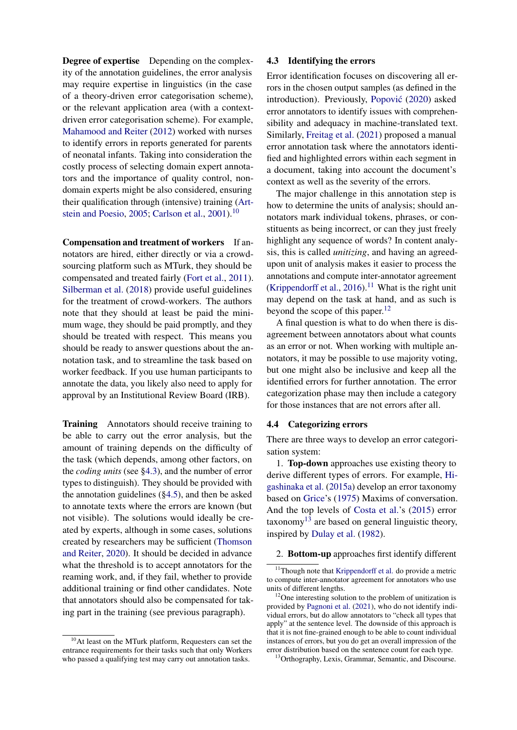**Degree of expertise** Depending on the complexity of the annotation guidelines, the error analysis may require expertise in linguistics (in the case of a theory-driven error categorisation scheme), or the relevant application area (with a context-driven error categorisation scheme). For example, Mahamood and Reiter (2012) worked with nurses to identify errors in reports generated for parents of neonatal infants. Taking into consideration the costly process of selecting domain expert annotators and the importance of quality control, non-domain experts might be also considered, ensuring their qualification through (intensive) training (Artstein and Poesio, 2005; Carlson et al., 2001).[10]

**Compensation and treatment of workers** If annotators are hired, either directly or via a crowd-sourcing platform such as MTurk, they should be compensated and treated fairly (Fort et al., 2011). Silberman et al. (2018) provide useful guidelines for the treatment of crowd-workers. The authors note that they should at least be paid the minimum wage, they should be paid promptly, and they should be treated with respect. This means you should be ready to answer questions about the annotation task, and to streamline the task based on worker feedback. If you use human participants to annotate the data, you likely also need to apply for approval by an Institutional Review Board (IRB).

**Training** Annotators should receive training to be able to carry out the error analysis, but the amount of training depends on the difficulty of the task (which depends, among other factors, on the *coding units* (see §4.3), and the number of error types to distinguish). They should be provided with the annotation guidelines (§4.5), and then be asked to annotate texts where the errors are known (but not visible). The solutions would ideally be created by experts, although in some cases, solutions created by researchers may be sufficient (Thomson and Reiter, 2020). It should be decided in advance what the threshold is to accept annotators for the reaming work, and, if they fail, whether to provide additional training or find other candidates. Note that annotators should also be compensated for taking part in the training (see previous paragraph).

[10] At least on the MTurk platform, Requesters can set the entrance requirements for their tasks such that only Workers who passed a qualifying test may carry out annotation tasks.

## 4.3 Identifying the errors

Error identification focuses on discovering all errors in the chosen output samples (as defined in the introduction). Previously, Popović (2020) asked error annotators to identify issues with comprehensibility and adequacy in machine-translated text. Similarly, Freitag et al. (2021) proposed a manual error annotation task where the annotators identified and highlighted errors within each segment in a document, taking into account the document's context as well as the severity of the errors.

The major challenge in this annotation step is how to determine the units of analysis; should annotators mark individual tokens, phrases, or constituents as being incorrect, or can they just freely highlight any sequence of words? In content analysis, this is called *unitizing*, and having an agreed-upon unit of analysis makes it easier to process the annotations and compute inter-annotator agreement (Krippendorff et al., 2016).[11] What is the right unit may depend on the task at hand, and as such is beyond the scope of this paper.[12]

A final question is what to do when there is disagreement between annotators about what counts as an error or not. When working with multiple annotators, it may be possible to use majority voting, but one might also be inclusive and keep all the identified errors for further annotation. The error categorization phase may then include a category for those instances that are not errors after all.

## 4.4 Categorizing errors

There are three ways to develop an error categorisation system:

1. **Top-down** approaches use existing theory to derive different types of errors. For example, Higashinaka et al. (2015a) develop an error taxonomy based on Grice's (1975) Maxims of conversation. And the top levels of Costa et al.'s (2015) error taxonomy[13] are based on general linguistic theory, inspired by Dulay et al. (1982).

2. **Bottom-up** approaches first identify different

[11] Though note that Krippendorff et al. do provide a metric to compute inter-annotator agreement for annotators who use units of different lengths.

[12] One interesting solution to the problem of unitization is provided by Pagnoni et al. (2021), who do not identify individual errors, but do allow annotators to "check all types that apply" at the sentence level. The downside of this approach is that it is not fine-grained enough to be able to count individual instances of errors, but you do get an overall impression of the error distribution based on the sentence count for each type.

[13] Orthography, Lexis, Grammar, Semantic, and Discourse.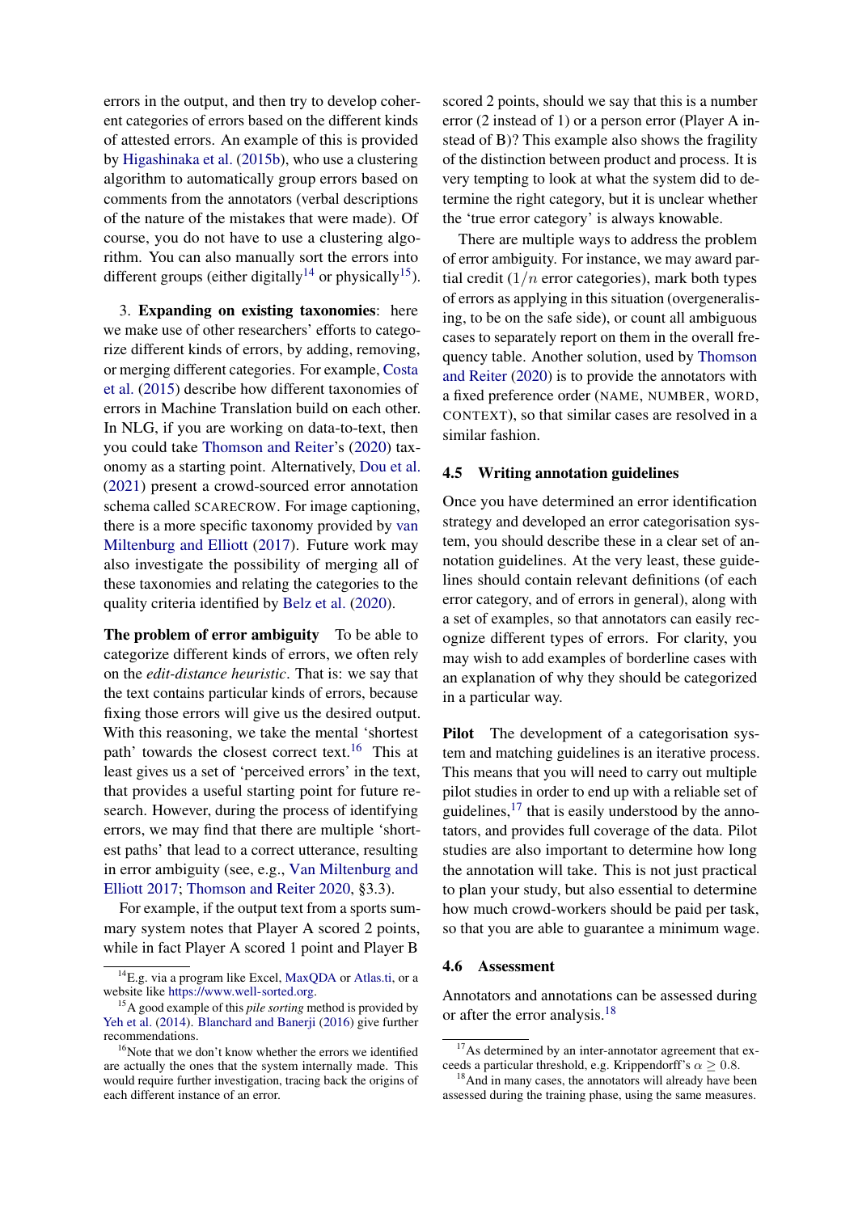errors in the output, and then try to develop coherent categories of errors based on the different kinds of attested errors. An example of this is provided by Higashinaka et al. (2015b), who use a clustering algorithm to automatically group errors based on comments from the annotators (verbal descriptions of the nature of the mistakes that were made). Of course, you do not have to use a clustering algorithm. You can also manually sort the errors into different groups (either digitally[14] or physically[15]).

3. **Expanding on existing taxonomies**: here we make use of other researchers' efforts to categorize different kinds of errors, by adding, removing, or merging different categories. For example, Costa et al. (2015) describe how different taxonomies of errors in Machine Translation build on each other. In NLG, if you are working on data-to-text, then you could take Thomson and Reiter's (2020) taxonomy as a starting point. Alternatively, Dou et al. (2021) present a crowd-sourced error annotation schema called SCARECROW. For image captioning, there is a more specific taxonomy provided by van Miltenburg and Elliott (2017). Future work may also investigate the possibility of merging all of these taxonomies and relating the categories to the quality criteria identified by Belz et al. (2020).

**The problem of error ambiguity** To be able to categorize different kinds of errors, we often rely on the *edit-distance heuristic*. That is: we say that the text contains particular kinds of errors, because fixing those errors will give us the desired output. With this reasoning, we take the mental 'shortest path' towards the closest correct text.[16] This at least gives us a set of 'perceived errors' in the text, that provides a useful starting point for future research. However, during the process of identifying errors, we may find that there are multiple 'shortest paths' that lead to a correct utterance, resulting in error ambiguity (see, e.g., Van Miltenburg and Elliott 2017; Thomson and Reiter 2020, §3.3).

For example, if the output text from a sports summary system notes that Player A scored 2 points, while in fact Player A scored 1 point and Player B scored 2 points, should we say that this is a number error (2 instead of 1) or a person error (Player A instead of B)? This example also shows the fragility of the distinction between product and process. It is very tempting to look at what the system did to determine the right category, but it is unclear whether the 'true error category' is always knowable.

There are multiple ways to address the problem of error ambiguity. For instance, we may award partial credit ($1/n$ error categories), mark both types of errors as applying in this situation (overgeneralising, to be on the safe side), or count all ambiguous cases to separately report on them in the overall frequency table. Another solution, used by Thomson and Reiter (2020) is to provide the annotators with a fixed preference order (NAME, NUMBER, WORD, CONTEXT), so that similar cases are resolved in a similar fashion.

## 4.5 Writing annotation guidelines

Once you have determined an error identification strategy and developed an error categorisation system, you should describe these in a clear set of annotation guidelines. At the very least, these guidelines should contain relevant definitions (of each error category, and of errors in general), along with a set of examples, so that annotators can easily recognize different types of errors. For clarity, you may wish to add examples of borderline cases with an explanation of why they should be categorized in a particular way.

**Pilot** The development of a categorisation system and matching guidelines is an iterative process. This means that you will need to carry out multiple pilot studies in order to end up with a reliable set of guidelines,[17] that is easily understood by the annotators, and provides full coverage of the data. Pilot studies are also important to determine how long the annotation will take. This is not just practical to plan your study, but also essential to determine how much crowd-workers should be paid per task, so that you are able to guarantee a minimum wage.

## 4.6 Assessment

Annotators and annotations can be assessed during or after the error analysis.[18]

---

[14] E.g. via a program like Excel, MaxQDA or Atlas.ti, or a website like https://www.well-sorted.org.

[15] A good example of this *pile sorting* method is provided by Yeh et al. (2014). Blanchard and Banerji (2016) give further recommendations.

[16] Note that we don't know whether the errors we identified are actually the ones that the system internally made. This would require further investigation, tracing back the origins of each different instance of an error.

[17] As determined by an inter-annotator agreement that exceeds a particular threshold, e.g. Krippendorff's $\alpha \geq 0.8$.

[18] And in many cases, the annotators will already have been assessed during the training phase, using the same measures.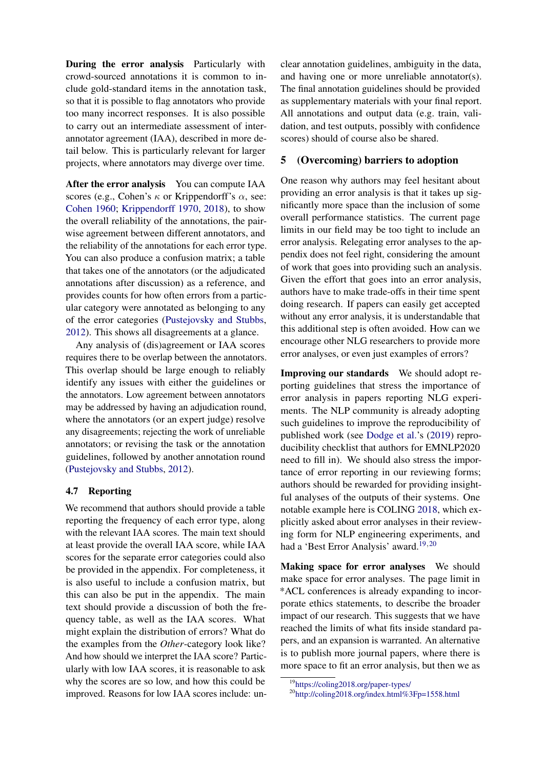**During the error analysis** Particularly with crowd-sourced annotations it is common to include gold-standard items in the annotation task, so that it is possible to flag annotators who provide too many incorrect responses. It is also possible to carry out an intermediate assessment of inter-annotator agreement (IAA), described in more detail below. This is particularly relevant for larger projects, where annotators may diverge over time.

**After the error analysis** You can compute IAA scores (e.g., Cohen's $\kappa$ or Krippendorff's $\alpha$, see: Cohen 1960; Krippendorff 1970, 2018), to show the overall reliability of the annotations, the pairwise agreement between different annotators, and the reliability of the annotations for each error type. You can also produce a confusion matrix; a table that takes one of the annotators (or the adjudicated annotations after discussion) as a reference, and provides counts for how often errors from a particular category were annotated as belonging to any of the error categories (Pustejovsky and Stubbs, 2012). This shows all disagreements at a glance.

Any analysis of (dis)agreement or IAA scores requires there to be overlap between the annotators. This overlap should be large enough to reliably identify any issues with either the guidelines or the annotators. Low agreement between annotators may be addressed by having an adjudication round, where the annotators (or an expert judge) resolve any disagreements; rejecting the work of unreliable annotators; or revising the task or the annotation guidelines, followed by another annotation round (Pustejovsky and Stubbs, 2012).

### 4.7 Reporting

We recommend that authors should provide a table reporting the frequency of each error type, along with the relevant IAA scores. The main text should at least provide the overall IAA score, while IAA scores for the separate error categories could also be provided in the appendix. For completeness, it is also useful to include a confusion matrix, but this can also be put in the appendix. The main text should provide a discussion of both the frequency table, as well as the IAA scores. What might explain the distribution of errors? What do the examples from the *Other*-category look like? And how should we interpret the IAA score? Particularly with low IAA scores, it is reasonable to ask why the scores are so low, and how this could be improved. Reasons for low IAA scores include: unclear annotation guidelines, ambiguity in the data, and having one or more unreliable annotator(s). The final annotation guidelines should be provided as supplementary materials with your final report. All annotations and output data (e.g. train, validation, and test outputs, possibly with confidence scores) should of course also be shared.

## 5 (Overcoming) barriers to adoption

One reason why authors may feel hesitant about providing an error analysis is that it takes up significantly more space than the inclusion of some overall performance statistics. The current page limits in our field may be too tight to include an error analysis. Relegating error analyses to the appendix does not feel right, considering the amount of work that goes into providing such an analysis. Given the effort that goes into an error analysis, authors have to make trade-offs in their time spent doing research. If papers can easily get accepted without any error analysis, it is understandable that this additional step is often avoided. How can we encourage other NLG researchers to provide more error analyses, or even just examples of errors?

**Improving our standards** We should adopt reporting guidelines that stress the importance of error analysis in papers reporting NLG experiments. The NLP community is already adopting such guidelines to improve the reproducibility of published work (see Dodge et al.'s (2019) reproducibility checklist that authors for EMNLP2020 need to fill in). We should also stress the importance of error reporting in our reviewing forms; authors should be rewarded for providing insightful analyses of the outputs of their systems. One notable example here is COLING 2018, which explicitly asked about error analyses in their reviewing form for NLP engineering experiments, and had a 'Best Error Analysis' award.[19,20]

**Making space for error analyses** We should make space for error analyses. The page limit in *ACL conferences is already expanding to incorporate ethics statements, to describe the broader impact of our research. This suggests that we have reached the limits of what fits inside standard papers, and an expansion is warranted. An alternative is to publish more journal papers, where there is more space to fit an error analysis, but then we as

[19] https://coling2018.org/paper-types/

[20] http://coling2018.org/index.html%3Fp=1558.html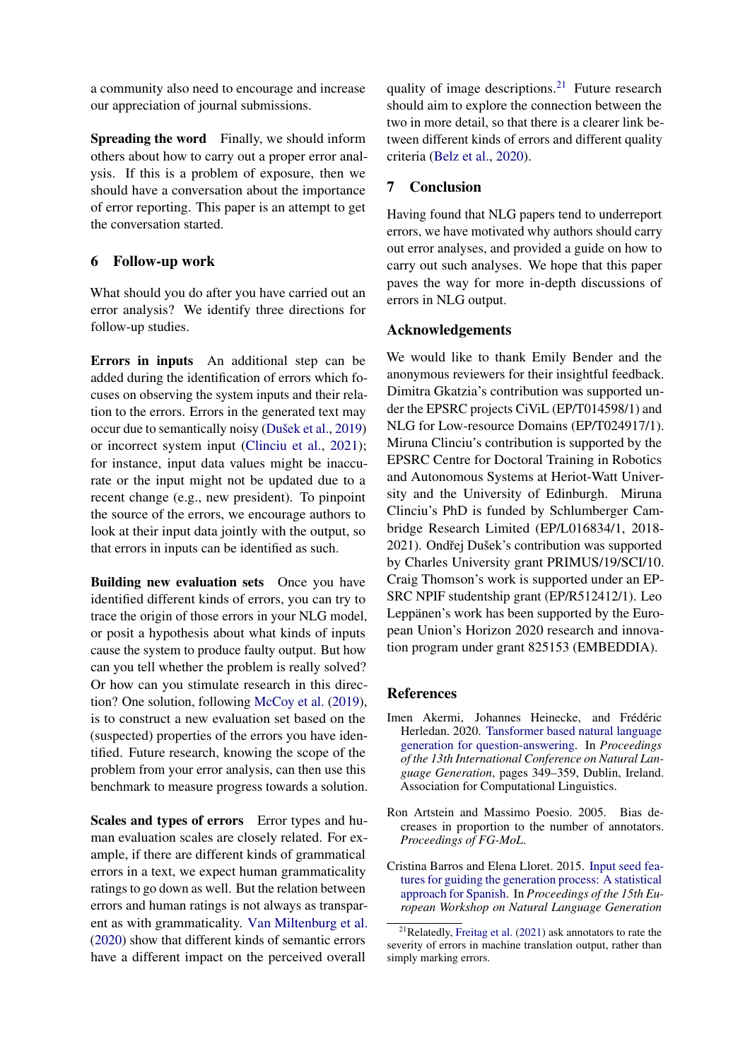a community also need to encourage and increase our appreciation of journal submissions.

**Spreading the word** Finally, we should inform others about how to carry out a proper error analysis. If this is a problem of exposure, then we should have a conversation about the importance of error reporting. This paper is an attempt to get the conversation started.

## 6 Follow-up work

What should you do after you have carried out an error analysis? We identify three directions for follow-up studies.

**Errors in inputs** An additional step can be added during the identification of errors which focuses on observing the system inputs and their relation to the errors. Errors in the generated text may occur due to semantically noisy (Dušek et al., 2019) or incorrect system input (Clinciu et al., 2021); for instance, input data values might be inaccurate or the input might not be updated due to a recent change (e.g., new president). To pinpoint the source of the errors, we encourage authors to look at their input data jointly with the output, so that errors in inputs can be identified as such.

**Building new evaluation sets** Once you have identified different kinds of errors, you can try to trace the origin of those errors in your NLG model, or posit a hypothesis about what kinds of inputs cause the system to produce faulty output. But how can you tell whether the problem is really solved? Or how can you stimulate research in this direction? One solution, following McCoy et al. (2019), is to construct a new evaluation set based on the (suspected) properties of the errors you have identified. Future research, knowing the scope of the problem from your error analysis, can then use this benchmark to measure progress towards a solution.

**Scales and types of errors** Error types and human evaluation scales are closely related. For example, if there are different kinds of grammatical errors in a text, we expect human grammaticality ratings to go down as well. But the relation between errors and human ratings is not always as transparent as with grammaticality. Van Miltenburg et al. (2020) show that different kinds of semantic errors have a different impact on the perceived overall quality of image descriptions.[21] Future research should aim to explore the connection between the two in more detail, so that there is a clearer link between different kinds of errors and different quality criteria (Belz et al., 2020).

## 7 Conclusion

Having found that NLG papers tend to underreport errors, we have motivated why authors should carry out error analyses, and provided a guide on how to carry out such analyses. We hope that this paper paves the way for more in-depth discussions of errors in NLG output.

## Acknowledgements

We would like to thank Emily Bender and the anonymous reviewers for their insightful feedback. Dimitra Gkatzia's contribution was supported under the EPSRC projects CiViL (EP/T014598/1) and NLG for Low-resource Domains (EP/T024917/1). Miruna Clinciu's contribution is supported by the EPSRC Centre for Doctoral Training in Robotics and Autonomous Systems at Heriot-Watt University and the University of Edinburgh. Miruna Clinciu's PhD is funded by Schlumberger Cambridge Research Limited (EP/L016834/1, 2018-2021). Ondřej Dušek's contribution was supported by Charles University grant PRIMUS/19/SCI/10. Craig Thomson's work is supported under an EPSRC NPIF studentship grant (EP/R512412/1). Leo Leppänen's work has been supported by the European Union's Horizon 2020 research and innovation program under grant 825153 (EMBEDDIA).

## References

Imen Akermi, Johannes Heinecke, and Frédéric Herledan. 2020. Tansformer based natural language generation for question-answering. In *Proceedings of the 13th International Conference on Natural Language Generation*, pages 349–359, Dublin, Ireland. Association for Computational Linguistics.

Ron Artstein and Massimo Poesio. 2005. Bias decreases in proportion to the number of annotators. *Proceedings of FG-MoL*.

Cristina Barros and Elena Lloret. 2015. Input seed features for guiding the generation process: A statistical approach for Spanish. In *Proceedings of the 15th European Workshop on Natural Language Generation*

[21] Relatedly, Freitag et al. (2021) ask annotators to rate the severity of errors in machine translation output, rather than simply marking errors.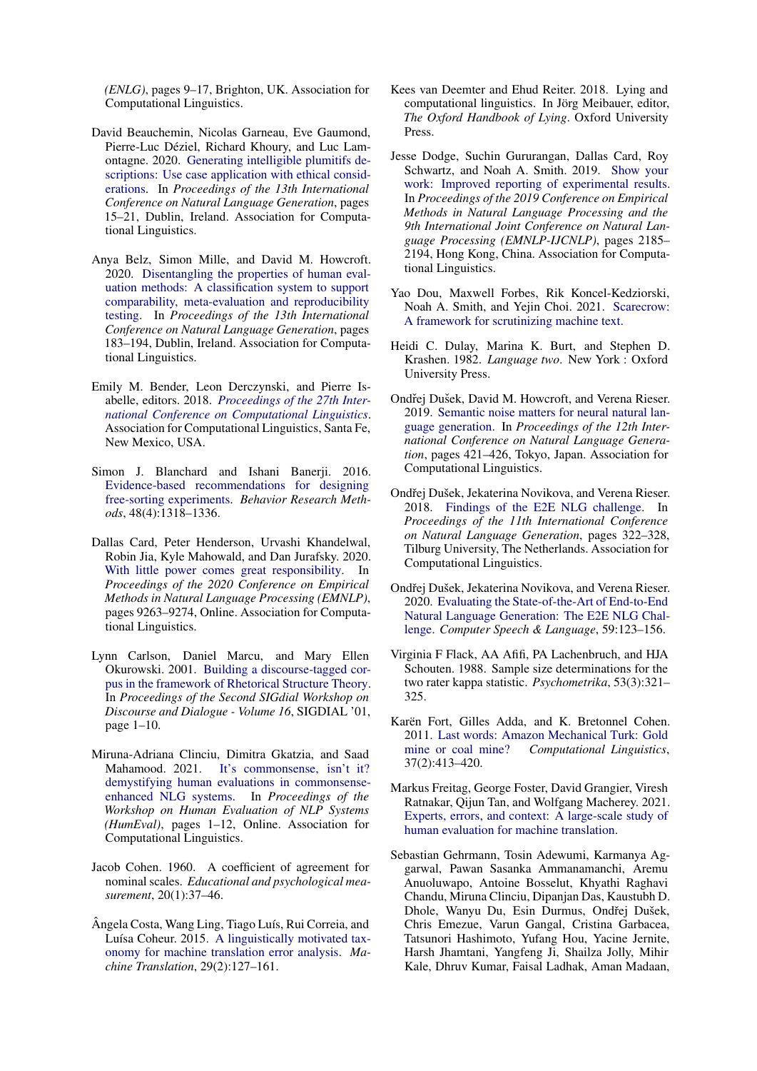*(ENLG)*, pages 9–17, Brighton, UK. Association for Computational Linguistics.

David Beauchemin, Nicolas Garneau, Eve Gaumond, Pierre-Luc Déziel, Richard Khoury, and Luc Lamontagne. 2020. Generating intelligible plumitifs descriptions: Use case application with ethical considerations. In *Proceedings of the 13th International Conference on Natural Language Generation*, pages 15–21, Dublin, Ireland. Association for Computational Linguistics.

Anya Belz, Simon Mille, and David M. Howcroft. 2020. Disentangling the properties of human evaluation methods: A classification system to support comparability, meta-evaluation and reproducibility testing. In *Proceedings of the 13th International Conference on Natural Language Generation*, pages 183–194, Dublin, Ireland. Association for Computational Linguistics.

Emily M. Bender, Leon Derczynski, and Pierre Isabelle, editors. 2018. *Proceedings of the 27th International Conference on Computational Linguistics*. Association for Computational Linguistics, Santa Fe, New Mexico, USA.

Simon J. Blanchard and Ishani Banerji. 2016. Evidence-based recommendations for designing free-sorting experiments. *Behavior Research Methods*, 48(4):1318–1336.

Dallas Card, Peter Henderson, Urvashi Khandelwal, Robin Jia, Kyle Mahowald, and Dan Jurafsky. 2020. With little power comes great responsibility. In *Proceedings of the 2020 Conference on Empirical Methods in Natural Language Processing (EMNLP)*, pages 9263–9274, Online. Association for Computational Linguistics.

Lynn Carlson, Daniel Marcu, and Mary Ellen Okurowski. 2001. Building a discourse-tagged corpus in the framework of Rhetorical Structure Theory. In *Proceedings of the Second SIGdial Workshop on Discourse and Dialogue - Volume 16*, SIGDIAL '01, page 1–10.

Miruna-Adriana Clinciu, Dimitra Gkatzia, and Saad Mahamood. 2021. It's commonsense, isn't it? demystifying human evaluations in commonsense-enhanced NLG systems. In *Proceedings of the Workshop on Human Evaluation of NLP Systems (HumEval)*, pages 1–12, Online. Association for Computational Linguistics.

Jacob Cohen. 1960. A coefficient of agreement for nominal scales. *Educational and psychological measurement*, 20(1):37–46.

Ângela Costa, Wang Ling, Tiago Luís, Rui Correia, and Luísa Coheur. 2015. A linguistically motivated taxonomy for machine translation error analysis. *Machine Translation*, 29(2):127–161.

Kees van Deemter and Ehud Reiter. 2018. Lying and computational linguistics. In Jörg Meibauer, editor, *The Oxford Handbook of Lying*. Oxford University Press.

Jesse Dodge, Suchin Gururangan, Dallas Card, Roy Schwartz, and Noah A. Smith. 2019. Show your work: Improved reporting of experimental results. In *Proceedings of the 2019 Conference on Empirical Methods in Natural Language Processing and the 9th International Joint Conference on Natural Language Processing (EMNLP-IJCNLP)*, pages 2185–2194, Hong Kong, China. Association for Computational Linguistics.

Yao Dou, Maxwell Forbes, Rik Koncel-Kedziorski, Noah A. Smith, and Yejin Choi. 2021. Scarecrow: A framework for scrutinizing machine text.

Heidi C. Dulay, Marina K. Burt, and Stephen D. Krashen. 1982. *Language two*. New York : Oxford University Press.

Ondřej Dušek, David M. Howcroft, and Verena Rieser. 2019. Semantic noise matters for neural natural language generation. In *Proceedings of the 12th International Conference on Natural Language Generation*, pages 421–426, Tokyo, Japan. Association for Computational Linguistics.

Ondřej Dušek, Jekaterina Novikova, and Verena Rieser. 2018. Findings of the E2E NLG challenge. In *Proceedings of the 11th International Conference on Natural Language Generation*, pages 322–328, Tilburg University, The Netherlands. Association for Computational Linguistics.

Ondřej Dušek, Jekaterina Novikova, and Verena Rieser. 2020. Evaluating the State-of-the-Art of End-to-End Natural Language Generation: The E2E NLG Challenge. *Computer Speech & Language*, 59:123–156.

Virginia F Flack, AA Afifi, PA Lachenbruch, and HJA Schouten. 1988. Sample size determinations for the two rater kappa statistic. *Psychometrika*, 53(3):321–325.

Karën Fort, Gilles Adda, and K. Bretonnel Cohen. 2011. Last words: Amazon Mechanical Turk: Gold mine or coal mine? *Computational Linguistics*, 37(2):413–420.

Markus Freitag, George Foster, David Grangier, Viresh Ratnakar, Qijun Tan, and Wolfgang Macherey. 2021. Experts, errors, and context: A large-scale study of human evaluation for machine translation.

Sebastian Gehrmann, Tosin Adewumi, Karmanya Aggarwal, Pawan Sasanka Ammanamanchi, Aremu Anuoluwapo, Antoine Bosselut, Khyathi Raghavi Chandu, Miruna Clinciu, Dipanjan Das, Kaustubh D. Dhole, Wanyu Du, Esin Durmus, Ondřej Dušek, Chris Emezue, Varun Gangal, Cristina Garbacea, Tatsunori Hashimoto, Yufang Hou, Yacine Jernite, Harsh Jhamtani, Yangfeng Ji, Shailza Jolly, Mihir Kale, Dhruv Kumar, Faisal Ladhak, Aman Madaan,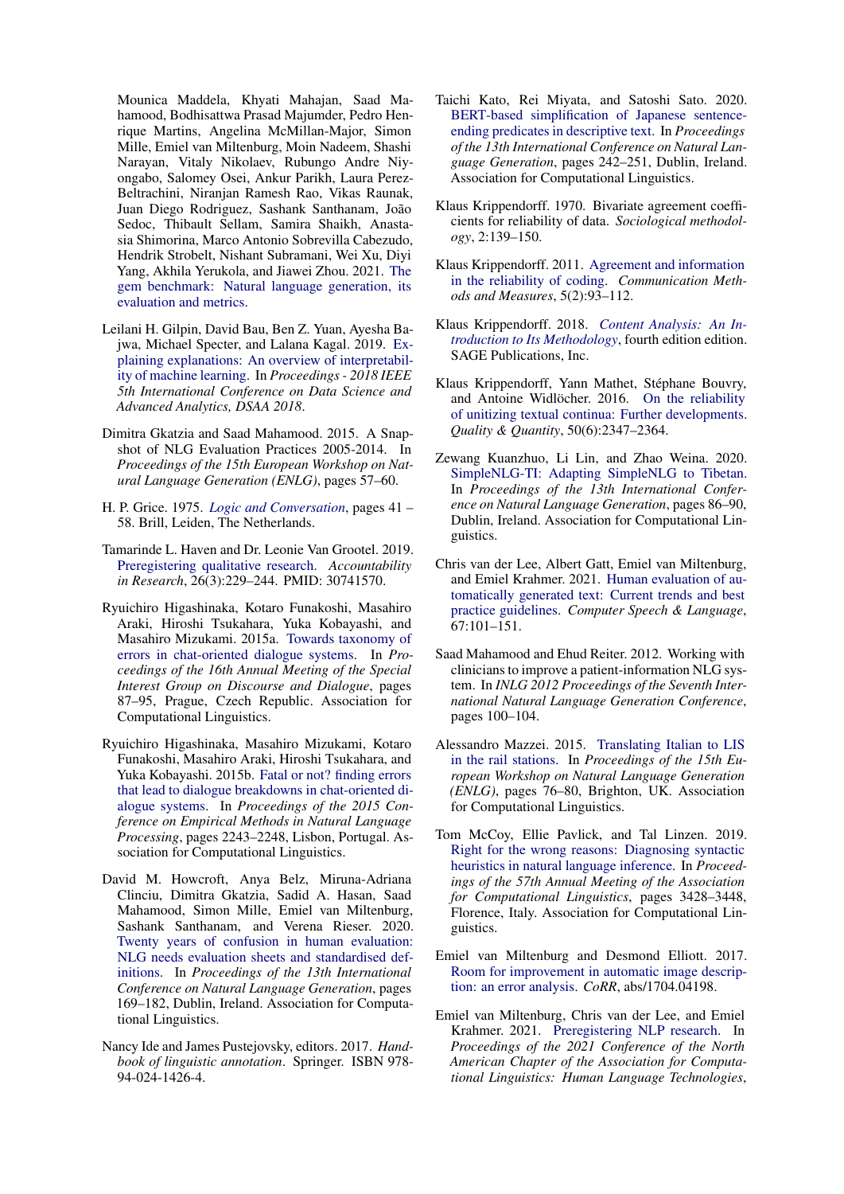Mounica Maddela, Khyati Mahajan, Saad Mahamood, Bodhisattwa Prasad Majumder, Pedro Henrique Martins, Angelina McMillan-Major, Simon Mille, Emiel van Miltenburg, Moin Nadeem, Shashi Narayan, Vitaly Nikolaev, Rubungo Andre Niyongabo, Salomey Osei, Ankur Parikh, Laura Perez-Beltrachini, Niranjan Ramesh Rao, Vikas Raunak, Juan Diego Rodriguez, Sashank Santhanam, João Sedoc, Thibault Sellam, Samira Shaikh, Anastasia Shimorina, Marco Antonio Sobrevilla Cabezudo, Hendrik Strobelt, Nishant Subramani, Wei Xu, Diyi Yang, Akhila Yerukola, and Jiawei Zhou. 2021. The gem benchmark: Natural language generation, its evaluation and metrics.

Leilani H. Gilpin, David Bau, Ben Z. Yuan, Ayesha Bajwa, Michael Specter, and Lalana Kagal. 2019. Explaining explanations: An overview of interpretability of machine learning. In *Proceedings - 2018 IEEE 5th International Conference on Data Science and Advanced Analytics, DSAA 2018*.

Dimitra Gkatzia and Saad Mahamood. 2015. A Snapshot of NLG Evaluation Practices 2005-2014. In *Proceedings of the 15th European Workshop on Natural Language Generation (ENLG)*, pages 57–60.

H. P. Grice. 1975. *Logic and Conversation*, pages 41 – 58. Brill, Leiden, The Netherlands.

Tamarinde L. Haven and Dr. Leonie Van Grootel. 2019. Preregistering qualitative research. *Accountability in Research*, 26(3):229–244. PMID: 30741570.

Ryuichiro Higashinaka, Kotaro Funakoshi, Masahiro Araki, Hiroshi Tsukahara, Yuka Kobayashi, and Masahiro Mizukami. 2015a. Towards taxonomy of errors in chat-oriented dialogue systems. In *Proceedings of the 16th Annual Meeting of the Special Interest Group on Discourse and Dialogue*, pages 87–95, Prague, Czech Republic. Association for Computational Linguistics.

Ryuichiro Higashinaka, Masahiro Mizukami, Kotaro Funakoshi, Masahiro Araki, Hiroshi Tsukahara, and Yuka Kobayashi. 2015b. Fatal or not? finding errors that lead to dialogue breakdowns in chat-oriented dialogue systems. In *Proceedings of the 2015 Conference on Empirical Methods in Natural Language Processing*, pages 2243–2248, Lisbon, Portugal. Association for Computational Linguistics.

David M. Howcroft, Anya Belz, Miruna-Adriana Clinciu, Dimitra Gkatzia, Sadid A. Hasan, Saad Mahamood, Simon Mille, Emiel van Miltenburg, Sashank Santhanam, and Verena Rieser. 2020. Twenty years of confusion in human evaluation: NLG needs evaluation sheets and standardised definitions. In *Proceedings of the 13th International Conference on Natural Language Generation*, pages 169–182, Dublin, Ireland. Association for Computational Linguistics.

Nancy Ide and James Pustejovsky, editors. 2017. *Handbook of linguistic annotation*. Springer. ISBN 978-94-024-1426-4.

Taichi Kato, Rei Miyata, and Satoshi Sato. 2020. BERT-based simplification of Japanese sentence-ending predicates in descriptive text. In *Proceedings of the 13th International Conference on Natural Language Generation*, pages 242–251, Dublin, Ireland. Association for Computational Linguistics.

Klaus Krippendorff. 1970. Bivariate agreement coefficients for reliability of data. *Sociological methodology*, 2:139–150.

Klaus Krippendorff. 2011. Agreement and information in the reliability of coding. *Communication Methods and Measures*, 5(2):93–112.

Klaus Krippendorff. 2018. *Content Analysis: An Introduction to Its Methodology*, fourth edition edition. SAGE Publications, Inc.

Klaus Krippendorff, Yann Mathet, Stéphane Bouvry, and Antoine Widlöcher. 2016. On the reliability of unitizing textual continua: Further developments. *Quality & Quantity*, 50(6):2347–2364.

Zewang Kuanzhuo, Li Lin, and Zhao Weina. 2020. SimpleNLG-TI: Adapting SimpleNLG to Tibetan. In *Proceedings of the 13th International Conference on Natural Language Generation*, pages 86–90, Dublin, Ireland. Association for Computational Linguistics.

Chris van der Lee, Albert Gatt, Emiel van Miltenburg, and Emiel Krahmer. 2021. Human evaluation of automatically generated text: Current trends and best practice guidelines. *Computer Speech & Language*, 67:101–151.

Saad Mahamood and Ehud Reiter. 2012. Working with clinicians to improve a patient-information NLG system. In *INLG 2012 Proceedings of the Seventh International Natural Language Generation Conference*, pages 100–104.

Alessandro Mazzei. 2015. Translating Italian to LIS in the rail stations. In *Proceedings of the 15th European Workshop on Natural Language Generation (ENLG)*, pages 76–80, Brighton, UK. Association for Computational Linguistics.

Tom McCoy, Ellie Pavlick, and Tal Linzen. 2019. Right for the wrong reasons: Diagnosing syntactic heuristics in natural language inference. In *Proceedings of the 57th Annual Meeting of the Association for Computational Linguistics*, pages 3428–3448, Florence, Italy. Association for Computational Linguistics.

Emiel van Miltenburg and Desmond Elliott. 2017. Room for improvement in automatic image description: an error analysis. *CoRR*, abs/1704.04198.

Emiel van Miltenburg, Chris van der Lee, and Emiel Krahmer. 2021. Preregistering NLP research. In *Proceedings of the 2021 Conference of the North American Chapter of the Association for Computational Linguistics: Human Language Technologies*,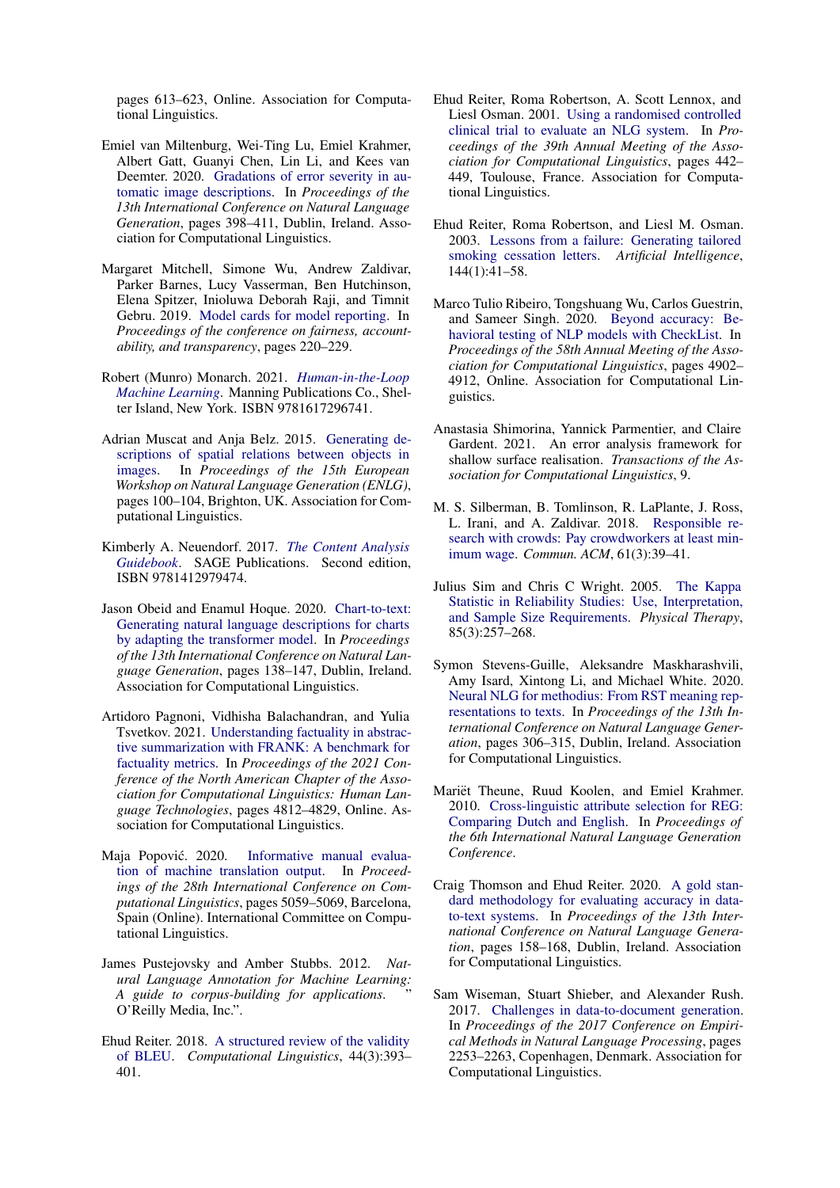pages 613–623, Online. Association for Computational Linguistics.

Emiel van Miltenburg, Wei-Ting Lu, Emiel Krahmer, Albert Gatt, Guanyi Chen, Lin Li, and Kees van Deemter. 2020. Gradations of error severity in automatic image descriptions. In *Proceedings of the 13th International Conference on Natural Language Generation*, pages 398–411, Dublin, Ireland. Association for Computational Linguistics.

Margaret Mitchell, Simone Wu, Andrew Zaldivar, Parker Barnes, Lucy Vasserman, Ben Hutchinson, Elena Spitzer, Inioluwa Deborah Raji, and Timnit Gebru. 2019. Model cards for model reporting. In *Proceedings of the conference on fairness, accountability, and transparency*, pages 220–229.

Robert (Munro) Monarch. 2021. *Human-in-the-Loop Machine Learning*. Manning Publications Co., Shelter Island, New York. ISBN 9781617296741.

Adrian Muscat and Anja Belz. 2015. Generating descriptions of spatial relations between objects in images. In *Proceedings of the 15th European Workshop on Natural Language Generation (ENLG)*, pages 100–104, Brighton, UK. Association for Computational Linguistics.

Kimberly A. Neuendorf. 2017. *The Content Analysis Guidebook*. SAGE Publications. Second edition, ISBN 9781412979474.

Jason Obeid and Enamul Hoque. 2020. Chart-to-text: Generating natural language descriptions for charts by adapting the transformer model. In *Proceedings of the 13th International Conference on Natural Language Generation*, pages 138–147, Dublin, Ireland. Association for Computational Linguistics.

Artidoro Pagnoni, Vidhisha Balachandran, and Yulia Tsvetkov. 2021. Understanding factuality in abstractive summarization with FRANK: A benchmark for factuality metrics. In *Proceedings of the 2021 Conference of the North American Chapter of the Association for Computational Linguistics: Human Language Technologies*, pages 4812–4829, Online. Association for Computational Linguistics.

Maja Popović. 2020. Informative manual evaluation of machine translation output. In *Proceedings of the 28th International Conference on Computational Linguistics*, pages 5059–5069, Barcelona, Spain (Online). International Committee on Computational Linguistics.

James Pustejovsky and Amber Stubbs. 2012. *Natural Language Annotation for Machine Learning: A guide to corpus-building for applications.* " O'Reilly Media, Inc.".

Ehud Reiter. 2018. A structured review of the validity of BLEU. *Computational Linguistics*, 44(3):393–401.

Ehud Reiter, Roma Robertson, A. Scott Lennox, and Liesl Osman. 2001. Using a randomised controlled clinical trial to evaluate an NLG system. In *Proceedings of the 39th Annual Meeting of the Association for Computational Linguistics*, pages 442–449, Toulouse, France. Association for Computational Linguistics.

Ehud Reiter, Roma Robertson, and Liesl M. Osman. 2003. Lessons from a failure: Generating tailored smoking cessation letters. *Artificial Intelligence*, 144(1):41–58.

Marco Tulio Ribeiro, Tongshuang Wu, Carlos Guestrin, and Sameer Singh. 2020. Beyond accuracy: Behavioral testing of NLP models with CheckList. In *Proceedings of the 58th Annual Meeting of the Association for Computational Linguistics*, pages 4902–4912, Online. Association for Computational Linguistics.

Anastasia Shimorina, Yannick Parmentier, and Claire Gardent. 2021. An error analysis framework for shallow surface realisation. *Transactions of the Association for Computational Linguistics*, 9.

M. S. Silberman, B. Tomlinson, R. LaPlante, J. Ross, L. Irani, and A. Zaldivar. 2018. Responsible research with crowds: Pay crowdworkers at least minimum wage. *Commun. ACM*, 61(3):39–41.

Julius Sim and Chris C Wright. 2005. The Kappa Statistic in Reliability Studies: Use, Interpretation, and Sample Size Requirements. *Physical Therapy*, 85(3):257–268.

Symon Stevens-Guille, Aleksandre Maskharashvili, Amy Isard, Xintong Li, and Michael White. 2020. Neural NLG for methodius: From RST meaning representations to texts. In *Proceedings of the 13th International Conference on Natural Language Generation*, pages 306–315, Dublin, Ireland. Association for Computational Linguistics.

Mariët Theune, Ruud Koolen, and Emiel Krahmer. 2010. Cross-linguistic attribute selection for REG: Comparing Dutch and English. In *Proceedings of the 6th International Natural Language Generation Conference*.

Craig Thomson and Ehud Reiter. 2020. A gold standard methodology for evaluating accuracy in data-to-text systems. In *Proceedings of the 13th International Conference on Natural Language Generation*, pages 158–168, Dublin, Ireland. Association for Computational Linguistics.

Sam Wiseman, Stuart Shieber, and Alexander Rush. 2017. Challenges in data-to-document generation. In *Proceedings of the 2017 Conference on Empirical Methods in Natural Language Processing*, pages 2253–2263, Copenhagen, Denmark. Association for Computational Linguistics.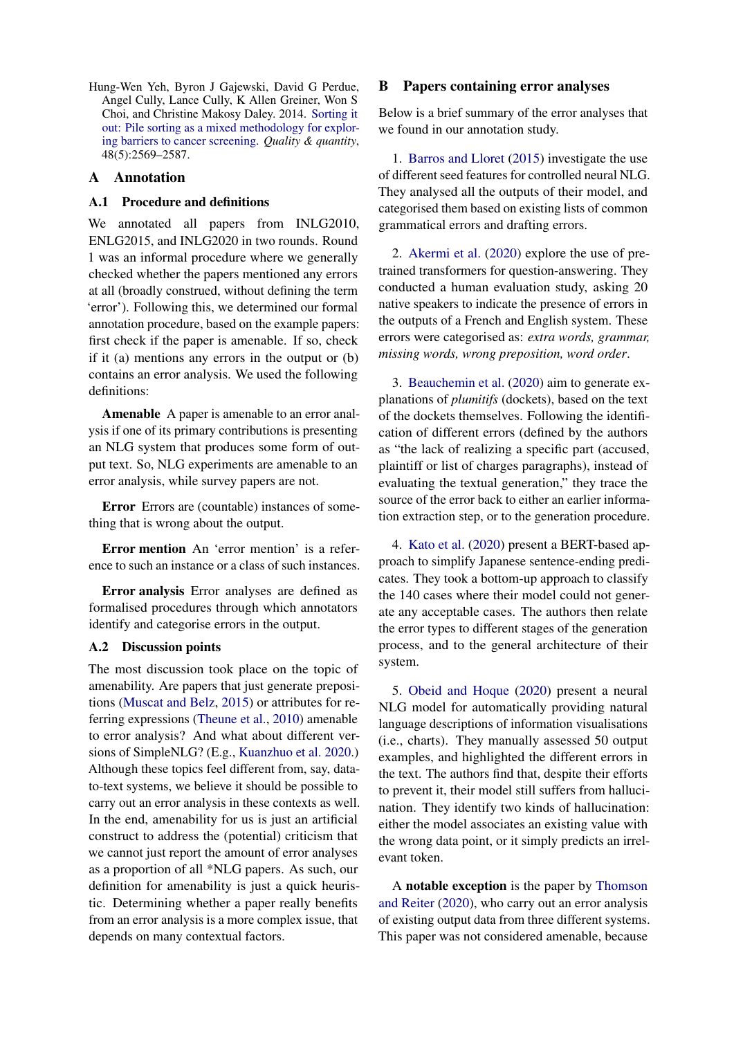Hung-Wen Yeh, Byron J Gajewski, David G Perdue, Angel Cully, Lance Cully, K Allen Greiner, Won S Choi, and Christine Makosy Daley. 2014. Sorting it out: Pile sorting as a mixed methodology for exploring barriers to cancer screening. *Quality & quantity*, 48(5):2569–2587.

## A Annotation

### A.1 Procedure and definitions

We annotated all papers from INLG2010, ENLG2015, and INLG2020 in two rounds. Round 1 was an informal procedure where we generally checked whether the papers mentioned any errors at all (broadly construed, without defining the term 'error'). Following this, we determined our formal annotation procedure, based on the example papers: first check if the paper is amenable. If so, check if it (a) mentions any errors in the output or (b) contains an error analysis. We used the following definitions:

**Amenable** A paper is amenable to an error analysis if one of its primary contributions is presenting an NLG system that produces some form of output text. So, NLG experiments are amenable to an error analysis, while survey papers are not.

**Error** Errors are (countable) instances of something that is wrong about the output.

**Error mention** An 'error mention' is a reference to such an instance or a class of such instances.

**Error analysis** Error analyses are defined as formalised procedures through which annotators identify and categorise errors in the output.

### A.2 Discussion points

The most discussion took place on the topic of amenability. Are papers that just generate prepositions (Muscat and Belz, 2015) or attributes for referring expressions (Theune et al., 2010) amenable to error analysis? And what about different versions of SimpleNLG? (E.g., Kuanzhuo et al. 2020.) Although these topics feel different from, say, data-to-text systems, we believe it should be possible to carry out an error analysis in these contexts as well. In the end, amenability for us is just an artificial construct to address the (potential) criticism that we cannot just report the amount of error analyses as a proportion of all *NLG papers. As such, our definition for amenability is just a quick heuristic. Determining whether a paper really benefits from an error analysis is a more complex issue, that depends on many contextual factors.

## B Papers containing error analyses

Below is a brief summary of the error analyses that we found in our annotation study.

1. Barros and Lloret (2015) investigate the use of different seed features for controlled neural NLG. They analysed all the outputs of their model, and categorised them based on existing lists of common grammatical errors and drafting errors.

2. Akermi et al. (2020) explore the use of pre-trained transformers for question-answering. They conducted a human evaluation study, asking 20 native speakers to indicate the presence of errors in the outputs of a French and English system. These errors were categorised as: *extra words, grammar, missing words, wrong preposition, word order*.

3. Beauchemin et al. (2020) aim to generate explanations of *plumitifs* (dockets), based on the text of the dockets themselves. Following the identification of different errors (defined by the authors as "the lack of realizing a specific part (accused, plaintiff or list of charges paragraphs), instead of evaluating the textual generation," they trace the source of the error back to either an earlier information extraction step, or to the generation procedure.

4. Kato et al. (2020) present a BERT-based approach to simplify Japanese sentence-ending predicates. They took a bottom-up approach to classify the 140 cases where their model could not generate any acceptable cases. The authors then relate the error types to different stages of the generation process, and to the general architecture of their system.

5. Obeid and Hoque (2020) present a neural NLG model for automatically providing natural language descriptions of information visualisations (i.e., charts). They manually assessed 50 output examples, and highlighted the different errors in the text. The authors find that, despite their efforts to prevent it, their model still suffers from hallucination. They identify two kinds of hallucination: either the model associates an existing value with the wrong data point, or it simply predicts an irrelevant token.

A **notable exception** is the paper by Thomson and Reiter (2020), who carry out an error analysis of existing output data from three different systems. This paper was not considered amenable, because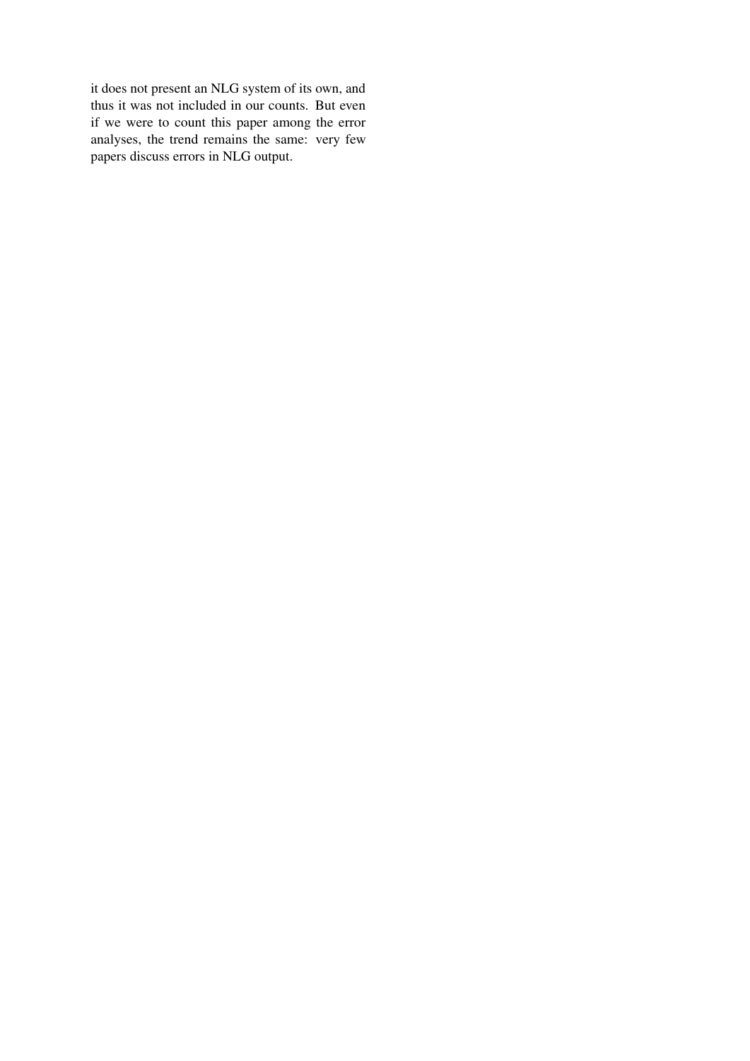it does not present an NLG system of its own, and thus it was not included in our counts. But even if we were to count this paper among the error analyses, the trend remains the same: very few papers discuss errors in NLG output.